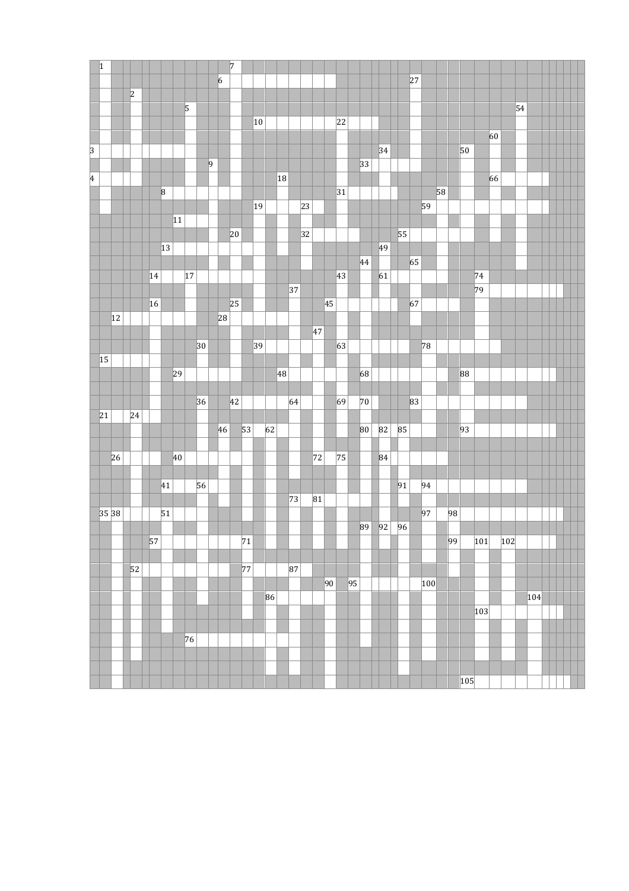1 7

6 27

2

5 54

10 22

60

3 34 50

9 33

4 18 66

8 31 58

19 23 59

11

20 32 55

13 49

44 65

14 17 43 61 74

37 79

16 25 45 67

12 28

47

30 39 63 78

15

29 48 68 88

36 42 64 69 70 83

21 24

46 53 62 80 82 85 93

26 40 72 75 84

41 56 91 94

73 81

35 38 51 97 98

89 92 96

57 71 99 101 102

52 77 87

90 95 100

86 104

103

76

105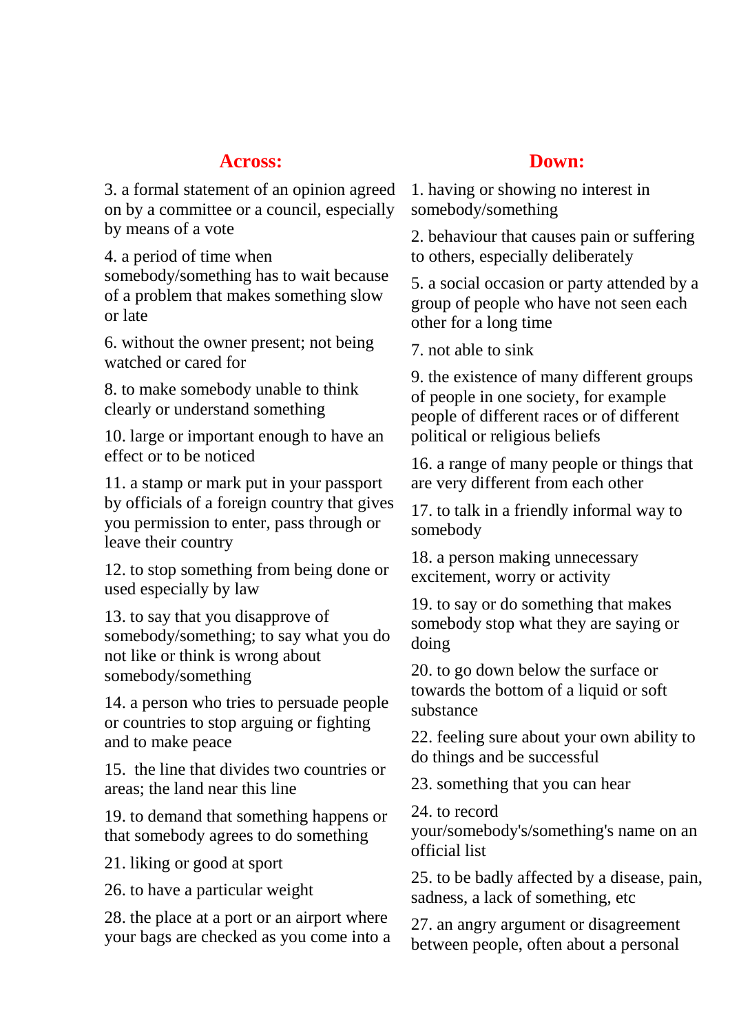## Across:

3. a formal statement of an opinion agreed on by a committee or a council, especially by means of a vote

4. a period of time when somebody/something has to wait because of a problem that makes something slow or late

6. without the owner present; not being watched or cared for

8. to make somebody unable to think clearly or understand something

10. large or important enough to have an effect or to be noticed

11. a stamp or mark put in your passport by officials of a foreign country that gives you permission to enter, pass through or leave their country

12. to stop something from being done or used especially by law

13. to say that you disapprove of somebody/something; to say what you do not like or think is wrong about somebody/something

14. a person who tries to persuade people or countries to stop arguing or fighting and to make peace

15. the line that divides two countries or areas; the land near this line

19. to demand that something happens or that somebody agrees to do something

21. liking or good at sport

26. to have a particular weight

28. the place at a port or an airport where your bags are checked as you come into a

## Down:

1. having or showing no interest in somebody/something

2. behaviour that causes pain or suffering to others, especially deliberately

5. a social occasion or party attended by a group of people who have not seen each other for a long time

7. not able to sink

9. the existence of many different groups of people in one society, for example people of different races or of different political or religious beliefs

16. a range of many people or things that are very different from each other

17. to talk in a friendly informal way to somebody

18. a person making unnecessary excitement, worry or activity

19. to say or do something that makes somebody stop what they are saying or doing

20. to go down below the surface or towards the bottom of a liquid or soft substance

22. feeling sure about your own ability to do things and be successful

23. something that you can hear

24. to record your/somebody's/something's name on an official list

25. to be badly affected by a disease, pain, sadness, a lack of something, etc

27. an angry argument or disagreement between people, often about a personal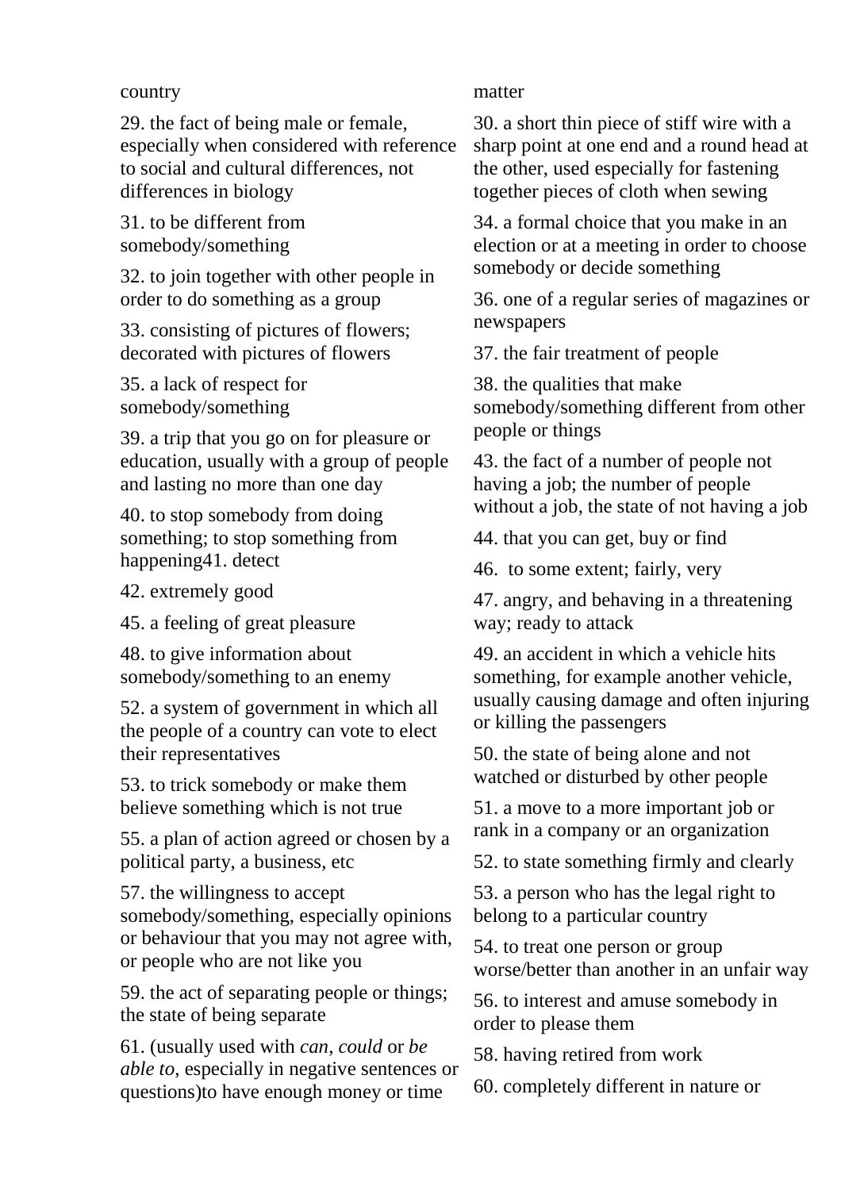country

29. the fact of being male or female, especially when considered with reference to social and cultural differences, not differences in biology

31. to be different from somebody/something

32. to join together with other people in order to do something as a group

33. consisting of pictures of flowers; decorated with pictures of flowers

35. a lack of respect for somebody/something

39. a trip that you go on for pleasure or education, usually with a group of people and lasting no more than one day

40. to stop somebody from doing something; to stop something from happening41. detect

42. extremely good

45. a feeling of great pleasure

48. to give information about somebody/something to an enemy

52. a system of government in which all the people of a country can vote to elect their representatives

53. to trick somebody or make them believe something which is not true

55. a plan of action agreed or chosen by a political party, a business, etc

57. the willingness to accept somebody/something, especially opinions or behaviour that you may not agree with, or people who are not like you

59. the act of separating people or things; the state of being separate

61. (usually used with *can, could* or *be able to*, especially in negative sentences or questions)to have enough money or time

matter

30. a short thin piece of stiff wire with a sharp point at one end and a round head at the other, used especially for fastening together pieces of cloth when sewing

34. a formal choice that you make in an election or at a meeting in order to choose somebody or decide something

36. one of a regular series of magazines or newspapers

37. the fair treatment of people

38. the qualities that make somebody/something different from other people or things

43. the fact of a number of people not having a job; the number of people without a job, the state of not having a job

44. that you can get, buy or find

46. to some extent; fairly, very

47. angry, and behaving in a threatening way; ready to attack

49. an accident in which a vehicle hits something, for example another vehicle, usually causing damage and often injuring or killing the passengers

50. the state of being alone and not watched or disturbed by other people

51. a move to a more important job or rank in a company or an organization

52. to state something firmly and clearly

53. a person who has the legal right to belong to a particular country

54. to treat one person or group worse/better than another in an unfair way

56. to interest and amuse somebody in order to please them

58. having retired from work

60. completely different in nature or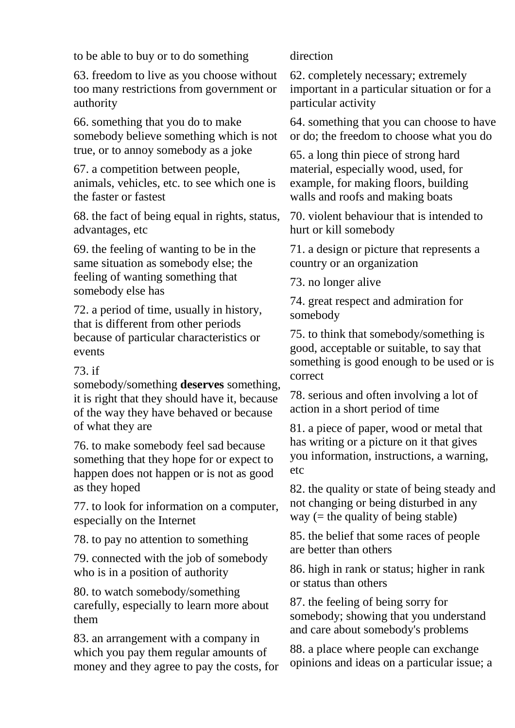to be able to buy or to do something

63. freedom to live as you choose without too many restrictions from government or authority

66. something that you do to make somebody believe something which is not true, or to annoy somebody as a joke

67. a competition between people, animals, vehicles, etc. to see which one is the faster or fastest

68. the fact of being equal in rights, status, advantages, etc

69. the feeling of wanting to be in the same situation as somebody else; the feeling of wanting something that somebody else has

72. a period of time, usually in history, that is different from other periods because of particular characteristics or events

73. if somebody/something **deserves** something, it is right that they should have it, because of the way they have behaved or because of what they are

76. to make somebody feel sad because something that they hope for or expect to happen does not happen or is not as good as they hoped

77. to look for information on a computer, especially on the Internet

78. to pay no attention to something

79. connected with the job of somebody who is in a position of authority

80. to watch somebody/something carefully, especially to learn more about them

83. an arrangement with a company in which you pay them regular amounts of money and they agree to pay the costs, for

direction

62. completely necessary; extremely important in a particular situation or for a particular activity

64. something that you can choose to have or do; the freedom to choose what you do

65. a long thin piece of strong hard material, especially wood, used, for example, for making floors, building walls and roofs and making boats

70. violent behaviour that is intended to hurt or kill somebody

71. a design or picture that represents a country or an organization

73. no longer alive

74. great respect and admiration for somebody

75. to think that somebody/something is good, acceptable or suitable, to say that something is good enough to be used or is correct

78. serious and often involving a lot of action in a short period of time

81. a piece of paper, wood or metal that has writing or a picture on it that gives you information, instructions, a warning, etc

82. the quality or state of being steady and not changing or being disturbed in any way (= the quality of being stable)

85. the belief that some races of people are better than others

86. high in rank or status; higher in rank or status than others

87. the feeling of being sorry for somebody; showing that you understand and care about somebody's problems

88. a place where people can exchange opinions and ideas on a particular issue; a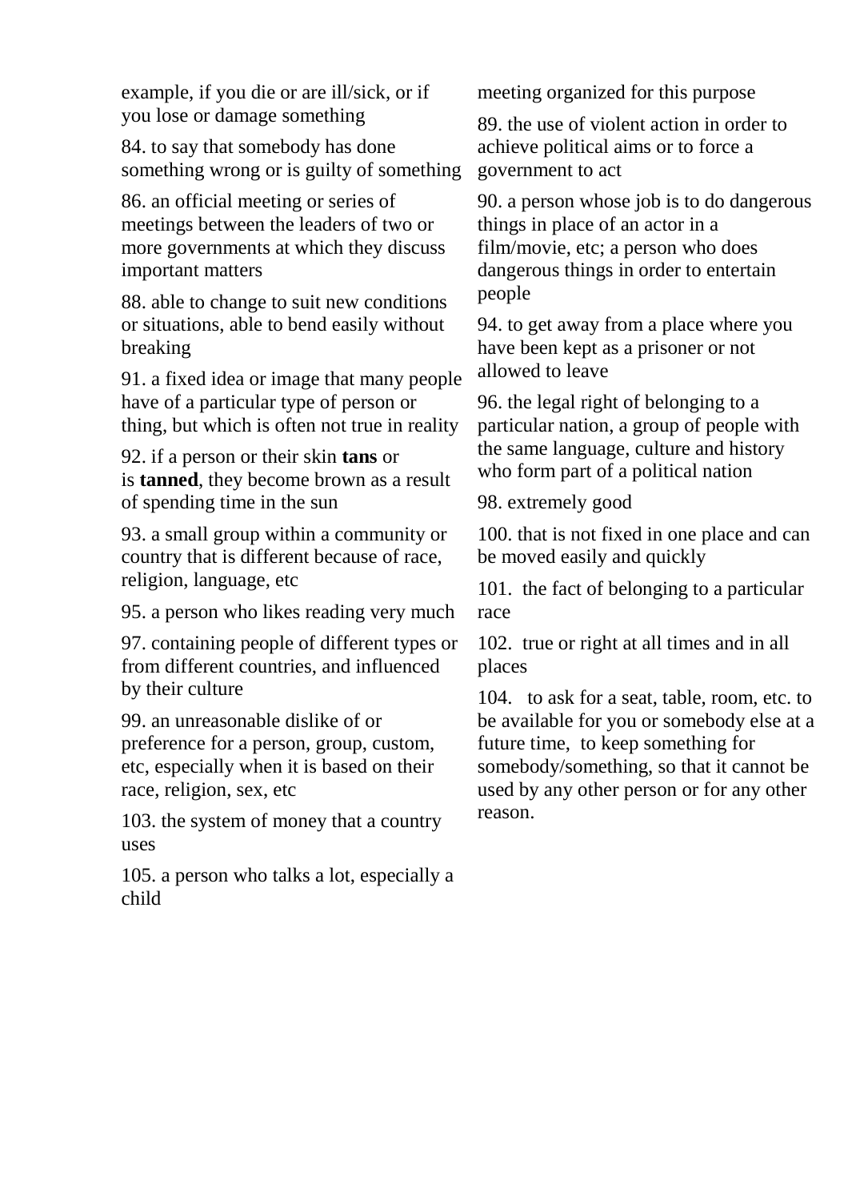example, if you die or are ill/sick, or if you lose or damage something

84. to say that somebody has done something wrong or is guilty of something

86. an official meeting or series of meetings between the leaders of two or more governments at which they discuss important matters

88. able to change to suit new conditions or situations, able to bend easily without breaking

91. a fixed idea or image that many people have of a particular type of person or thing, but which is often not true in reality

92. if a person or their skin **tans** or is **tanned**, they become brown as a result of spending time in the sun

93. a small group within a community or country that is different because of race, religion, language, etc

95. a person who likes reading very much

97. containing people of different types or from different countries, and influenced by their culture

99. an unreasonable dislike of or preference for a person, group, custom, etc, especially when it is based on their race, religion, sex, etc

103. the system of money that a country uses

105. a person who talks a lot, especially a child

meeting organized for this purpose

89. the use of violent action in order to achieve political aims or to force a government to act

90. a person whose job is to do dangerous things in place of an actor in a film/movie, etc; a person who does dangerous things in order to entertain people

94. to get away from a place where you have been kept as a prisoner or not allowed to leave

96. the legal right of belonging to a particular nation, a group of people with the same language, culture and history who form part of a political nation

98. extremely good

100. that is not fixed in one place and can be moved easily and quickly

101. the fact of belonging to a particular race

102. true or right at all times and in all places

104. to ask for a seat, table, room, etc. to be available for you or somebody else at a future time, to keep something for somebody/something, so that it cannot be used by any other person or for any other reason.